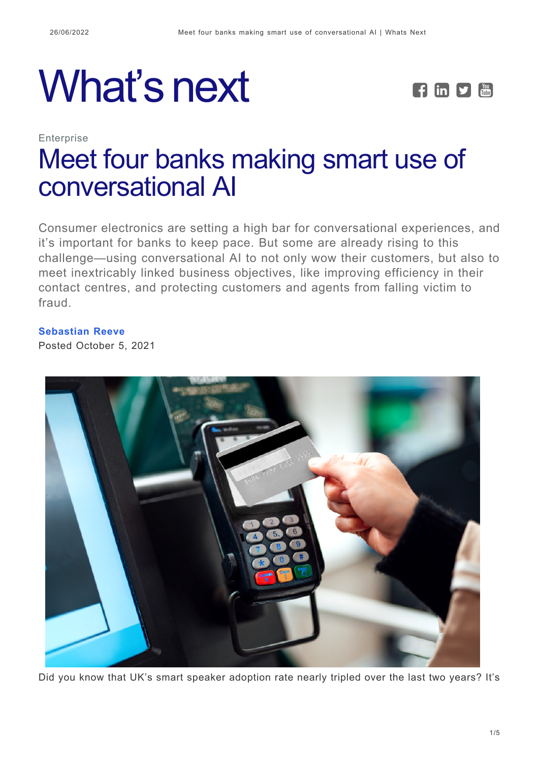# What's next

Enterprise

## Meet four banks making smart use of conversational AI

Consumer electronics are setting a high bar for conversational experiences, and it's important for banks to keep pace. But some are already rising to this challenge—using conversational AI to not only wow their customers, but also to meet inextricably linked business objectives, like improving efficiency in their contact centres, and protecting customers and agents from falling victim to fraud.

**Sebastian Reeve**
Posted October 5, 2021

Did you know that UK's smart speaker adoption rate nearly tripled over the last two years? It's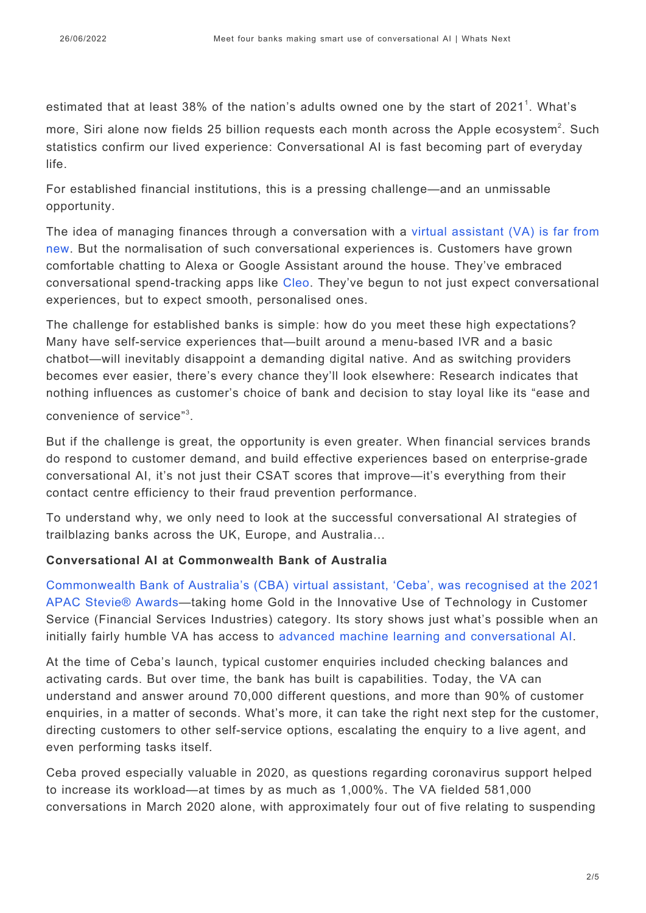estimated that at least 38% of the nation's adults owned one by the start of 2021[1]. What's more, Siri alone now fields 25 billion requests each month across the Apple ecosystem[2]. Such statistics confirm our lived experience: Conversational AI is fast becoming part of everyday life.

For established financial institutions, this is a pressing challenge—and an unmissable opportunity.

The idea of managing finances through a conversation with a virtual assistant (VA) is far from new. But the normalisation of such conversational experiences is. Customers have grown comfortable chatting to Alexa or Google Assistant around the house. They've embraced conversational spend-tracking apps like Cleo. They've begun to not just expect conversational experiences, but to expect smooth, personalised ones.

The challenge for established banks is simple: how do you meet these high expectations? Many have self-service experiences that—built around a menu-based IVR and a basic chatbot—will inevitably disappoint a demanding digital native. And as switching providers becomes ever easier, there's every chance they'll look elsewhere: Research indicates that nothing influences as customer's choice of bank and decision to stay loyal like its "ease and convenience of service"[3].

But if the challenge is great, the opportunity is even greater. When financial services brands do respond to customer demand, and build effective experiences based on enterprise-grade conversational AI, it's not just their CSAT scores that improve—it's everything from their contact centre efficiency to their fraud prevention performance.

To understand why, we only need to look at the successful conversational AI strategies of trailblazing banks across the UK, Europe, and Australia…

**Conversational AI at Commonwealth Bank of Australia**

Commonwealth Bank of Australia's (CBA) virtual assistant, 'Ceba', was recognised at the 2021 APAC Stevie® Awards—taking home Gold in the Innovative Use of Technology in Customer Service (Financial Services Industries) category. Its story shows just what's possible when an initially fairly humble VA has access to advanced machine learning and conversational AI.

At the time of Ceba's launch, typical customer enquiries included checking balances and activating cards. But over time, the bank has built is capabilities. Today, the VA can understand and answer around 70,000 different questions, and more than 90% of customer enquiries, in a matter of seconds. What's more, it can take the right next step for the customer, directing customers to other self-service options, escalating the enquiry to a live agent, and even performing tasks itself.

Ceba proved especially valuable in 2020, as questions regarding coronavirus support helped to increase its workload—at times by as much as 1,000%. The VA fielded 581,000 conversations in March 2020 alone, with approximately four out of five relating to suspending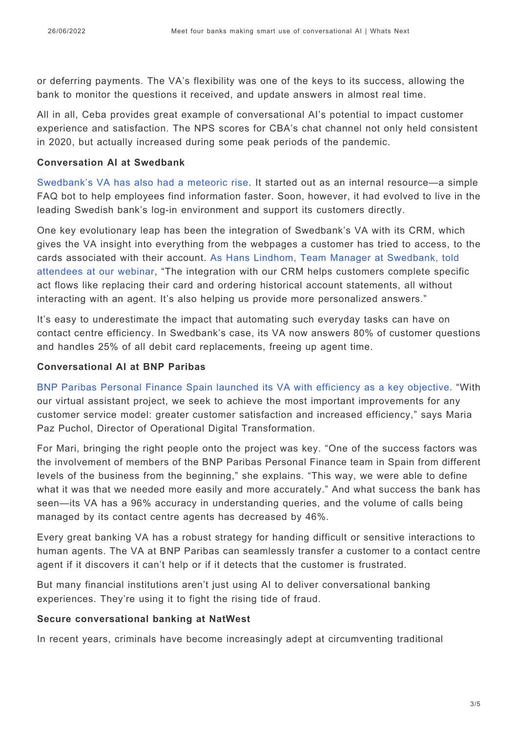or deferring payments. The VA's flexibility was one of the keys to its success, allowing the bank to monitor the questions it received, and update answers in almost real time.

All in all, Ceba provides great example of conversational AI's potential to impact customer experience and satisfaction. The NPS scores for CBA's chat channel not only held consistent in 2020, but actually increased during some peak periods of the pandemic.

**Conversation AI at Swedbank**

Swedbank's VA has also had a meteoric rise. It started out as an internal resource—a simple FAQ bot to help employees find information faster. Soon, however, it had evolved to live in the leading Swedish bank's log-in environment and support its customers directly.

One key evolutionary leap has been the integration of Swedbank's VA with its CRM, which gives the VA insight into everything from the webpages a customer has tried to access, to the cards associated with their account. As Hans Lindhom, Team Manager at Swedbank, told attendees at our webinar, "The integration with our CRM helps customers complete specific act flows like replacing their card and ordering historical account statements, all without interacting with an agent. It's also helping us provide more personalized answers."

It's easy to underestimate the impact that automating such everyday tasks can have on contact centre efficiency. In Swedbank's case, its VA now answers 80% of customer questions and handles 25% of all debit card replacements, freeing up agent time.

**Conversational AI at BNP Paribas**

BNP Paribas Personal Finance Spain launched its VA with efficiency as a key objective. "With our virtual assistant project, we seek to achieve the most important improvements for any customer service model: greater customer satisfaction and increased efficiency," says Maria Paz Puchol, Director of Operational Digital Transformation.

For Mari, bringing the right people onto the project was key. "One of the success factors was the involvement of members of the BNP Paribas Personal Finance team in Spain from different levels of the business from the beginning," she explains. "This way, we were able to define what it was that we needed more easily and more accurately." And what success the bank has seen—its VA has a 96% accuracy in understanding queries, and the volume of calls being managed by its contact centre agents has decreased by 46%.

Every great banking VA has a robust strategy for handing difficult or sensitive interactions to human agents. The VA at BNP Paribas can seamlessly transfer a customer to a contact centre agent if it discovers it can't help or if it detects that the customer is frustrated.

But many financial institutions aren't just using AI to deliver conversational banking experiences. They're using it to fight the rising tide of fraud.

**Secure conversational banking at NatWest**

In recent years, criminals have become increasingly adept at circumventing traditional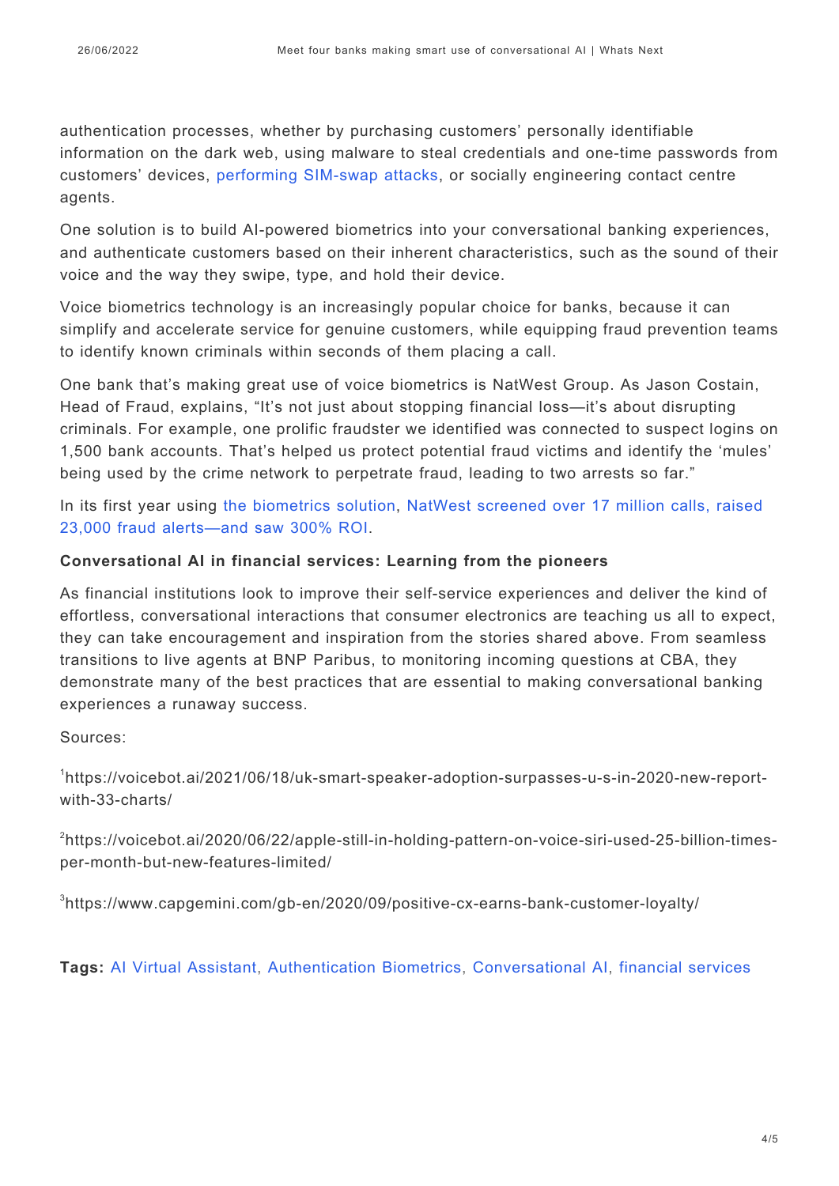authentication processes, whether by purchasing customers' personally identifiable information on the dark web, using malware to steal credentials and one-time passwords from customers' devices, performing SIM-swap attacks, or socially engineering contact centre agents.

One solution is to build AI-powered biometrics into your conversational banking experiences, and authenticate customers based on their inherent characteristics, such as the sound of their voice and the way they swipe, type, and hold their device.

Voice biometrics technology is an increasingly popular choice for banks, because it can simplify and accelerate service for genuine customers, while equipping fraud prevention teams to identify known criminals within seconds of them placing a call.

One bank that's making great use of voice biometrics is NatWest Group. As Jason Costain, Head of Fraud, explains, "It's not just about stopping financial loss—it's about disrupting criminals. For example, one prolific fraudster we identified was connected to suspect logins on 1,500 bank accounts. That's helped us protect potential fraud victims and identify the 'mules' being used by the crime network to perpetrate fraud, leading to two arrests so far."

In its first year using the biometrics solution, NatWest screened over 17 million calls, raised 23,000 fraud alerts—and saw 300% ROI.

**Conversational AI in financial services: Learning from the pioneers**

As financial institutions look to improve their self-service experiences and deliver the kind of effortless, conversational interactions that consumer electronics are teaching us all to expect, they can take encouragement and inspiration from the stories shared above. From seamless transitions to live agents at BNP Paribus, to monitoring incoming questions at CBA, they demonstrate many of the best practices that are essential to making conversational banking experiences a runaway success.

Sources:

[1]https://voicebot.ai/2021/06/18/uk-smart-speaker-adoption-surpasses-u-s-in-2020-new-report-with-33-charts/

[2]https://voicebot.ai/2020/06/22/apple-still-in-holding-pattern-on-voice-siri-used-25-billion-times-per-month-but-new-features-limited/

[3]https://www.capgemini.com/gb-en/2020/09/positive-cx-earns-bank-customer-loyalty/

**Tags:** AI Virtual Assistant, Authentication Biometrics, Conversational AI, financial services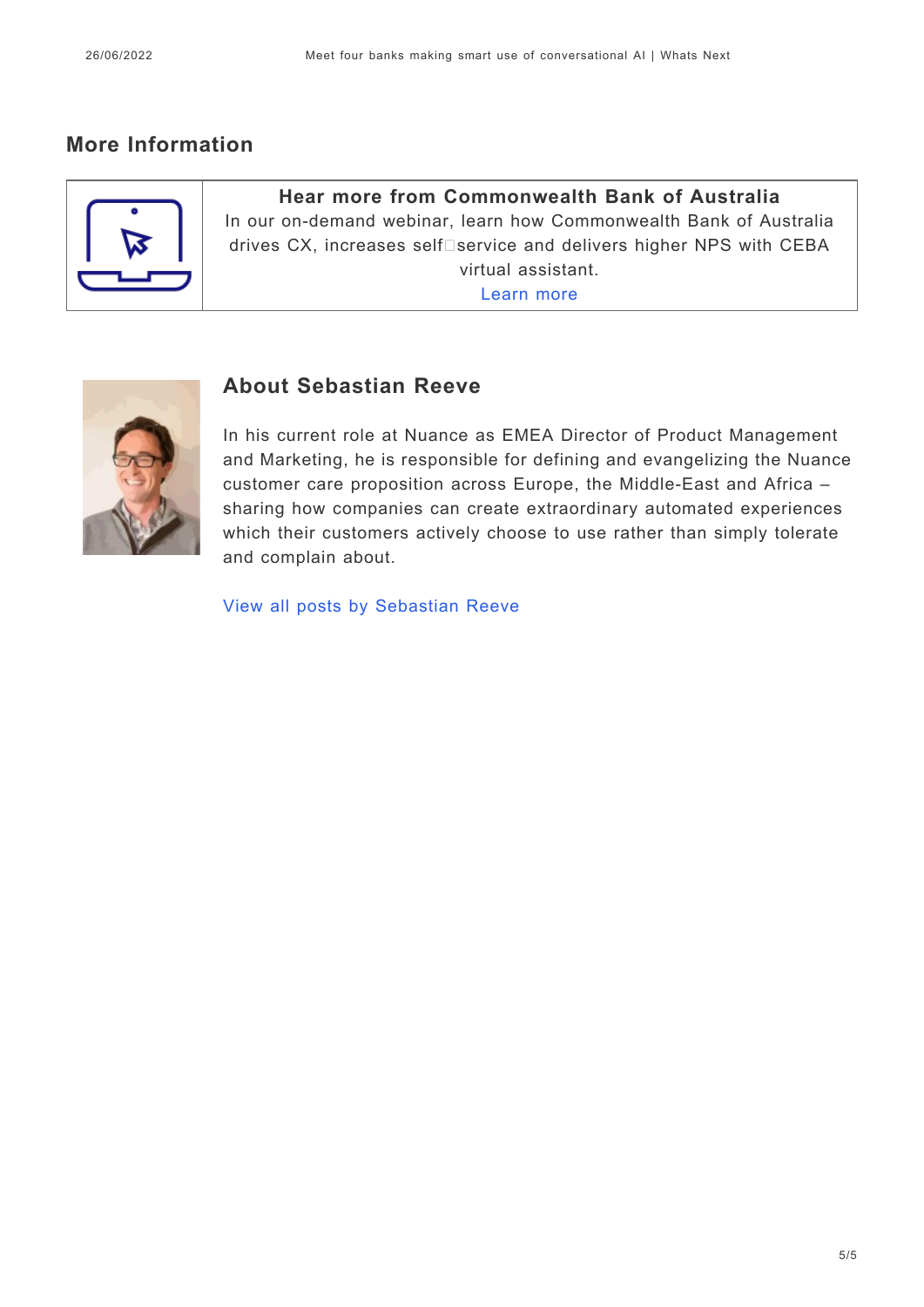## More Information

**Hear more from Commonwealth Bank of Australia**

In our on-demand webinar, learn how Commonwealth Bank of Australia drives CX, increases self‑service and delivers higher NPS with CEBA virtual assistant.

Learn more

### About Sebastian Reeve

In his current role at Nuance as EMEA Director of Product Management and Marketing, he is responsible for defining and evangelizing the Nuance customer care proposition across Europe, the Middle-East and Africa – sharing how companies can create extraordinary automated experiences which their customers actively choose to use rather than simply tolerate and complain about.

View all posts by Sebastian Reeve